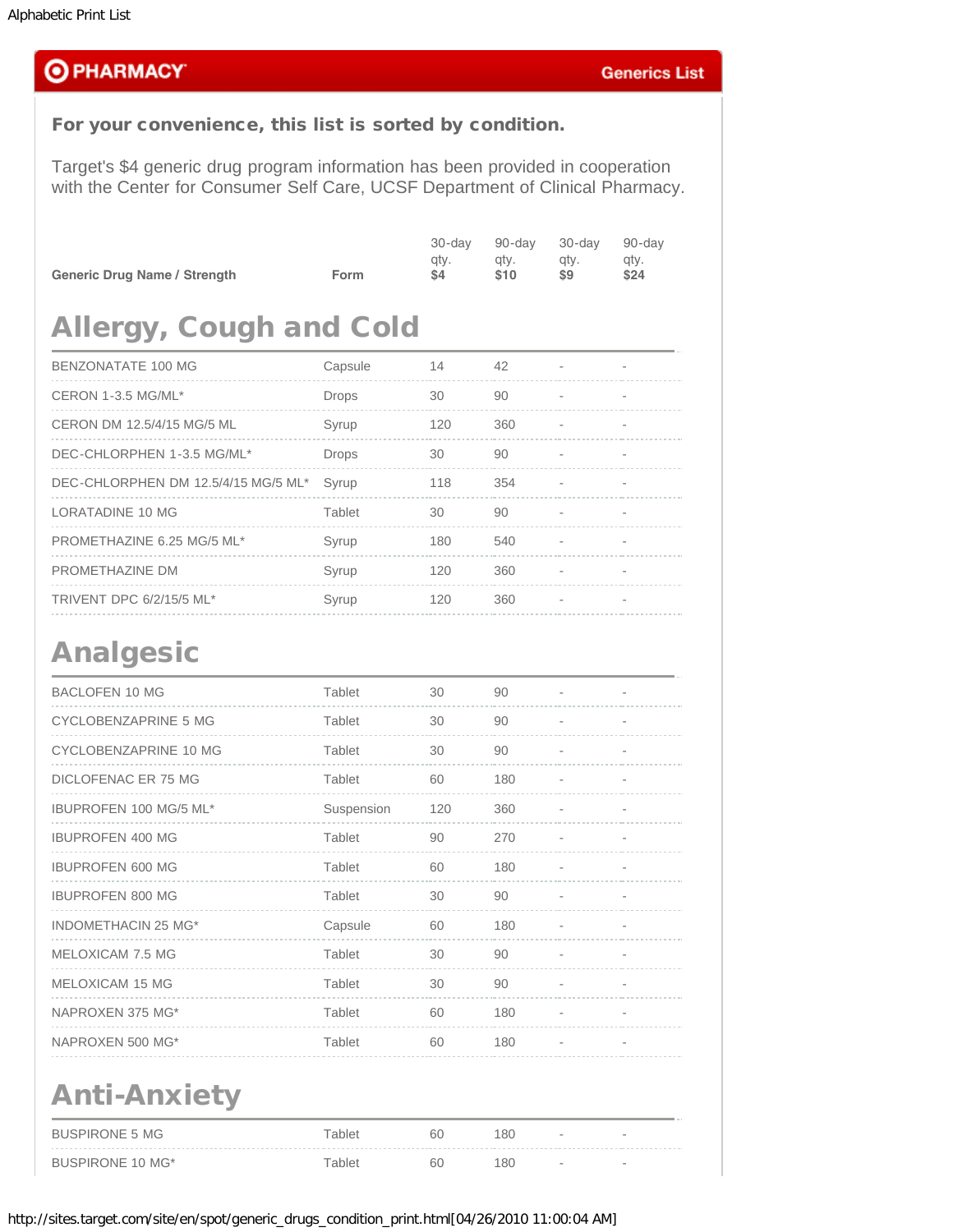# PHARMACY — Generics List

**For your convenience, this list is sorted by condition.**

Target's $4 generic drug program information has been provided in cooperation with the Center for Consumer Self Care, UCSF Department of Clinical Pharmacy.

| Generic Drug Name / Strength | Form | 30-day qty. $4 | 90-day qty. $10 | 30-day qty. $9 | 90-day qty. $24 |
|---|---|---|---|---|---|

## Allergy, Cough and Cold

| Generic Drug Name / Strength | Form | 30-day qty. $4 | 90-day qty. $10 | 30-day qty. $9 | 90-day qty. $24 |
|---|---|---|---|---|---|
| BENZONATATE 100 MG | Capsule | 14 | 42 | - | - |
| CERON 1-3.5 MG/ML* | Drops | 30 | 90 | - | - |
| CERON DM 12.5/4/15 MG/5 ML | Syrup | 120 | 360 | - | - |
| DEC-CHLORPHEN 1-3.5 MG/ML* | Drops | 30 | 90 | - | - |
| DEC-CHLORPHEN DM 12.5/4/15 MG/5 ML* | Syrup | 118 | 354 | - | - |
| LORATADINE 10 MG | Tablet | 30 | 90 | - | - |
| PROMETHAZINE 6.25 MG/5 ML* | Syrup | 180 | 540 | - | - |
| PROMETHAZINE DM | Syrup | 120 | 360 | - | - |
| TRIVENT DPC 6/2/15/5 ML* | Syrup | 120 | 360 | - | - |

## Analgesic

| Generic Drug Name / Strength | Form | 30-day qty. $4 | 90-day qty. $10 | 30-day qty. $9 | 90-day qty. $24 |
|---|---|---|---|---|---|
| BACLOFEN 10 MG | Tablet | 30 | 90 | - | - |
| CYCLOBENZAPRINE 5 MG | Tablet | 30 | 90 | - | - |
| CYCLOBENZAPRINE 10 MG | Tablet | 30 | 90 | - | - |
| DICLOFENAC ER 75 MG | Tablet | 60 | 180 | - | - |
| IBUPROFEN 100 MG/5 ML* | Suspension | 120 | 360 | - | - |
| IBUPROFEN 400 MG | Tablet | 90 | 270 | - | - |
| IBUPROFEN 600 MG | Tablet | 60 | 180 | - | - |
| IBUPROFEN 800 MG | Tablet | 30 | 90 | - | - |
| INDOMETHACIN 25 MG* | Capsule | 60 | 180 | - | - |
| MELOXICAM 7.5 MG | Tablet | 30 | 90 | - | - |
| MELOXICAM 15 MG | Tablet | 30 | 90 | - | - |
| NAPROXEN 375 MG* | Tablet | 60 | 180 | - | - |
| NAPROXEN 500 MG* | Tablet | 60 | 180 | - | - |

## Anti-Anxiety

| Generic Drug Name / Strength | Form | 30-day qty. $4 | 90-day qty. $10 | 30-day qty. $9 | 90-day qty. $24 |
|---|---|---|---|---|---|
| BUSPIRONE 5 MG | Tablet | 60 | 180 | - | - |
| BUSPIRONE 10 MG* | Tablet | 60 | 180 | - | - |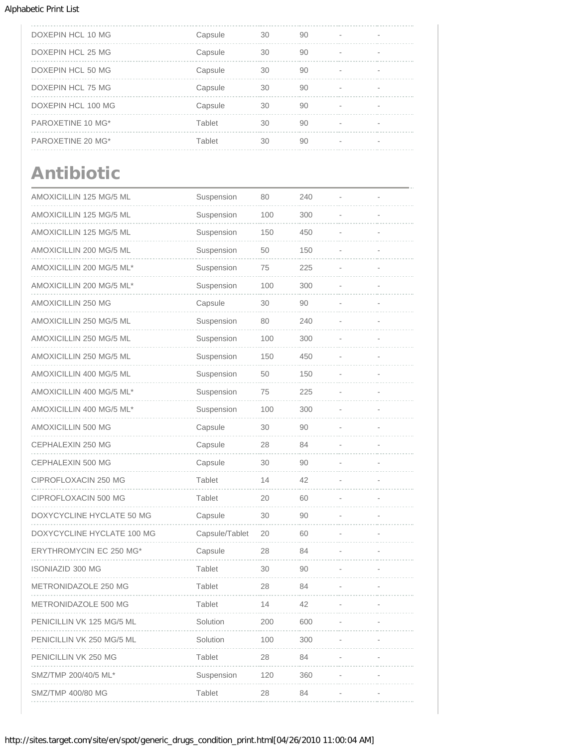| | | | | | |
|---|---|---|---|---|---|
| DOXEPIN HCL 10 MG | Capsule | 30 | 90 | - | - |
| DOXEPIN HCL 25 MG | Capsule | 30 | 90 | - | - |
| DOXEPIN HCL 50 MG | Capsule | 30 | 90 | - | - |
| DOXEPIN HCL 75 MG | Capsule | 30 | 90 | - | - |
| DOXEPIN HCL 100 MG | Capsule | 30 | 90 | - | - |
| PAROXETINE 10 MG* | Tablet | 30 | 90 | - | - |
| PAROXETINE 20 MG* | Tablet | 30 | 90 | - | - |

## Antibiotic

| | | | | | |
|---|---|---|---|---|---|
| AMOXICILLIN 125 MG/5 ML | Suspension | 80 | 240 | - | - |
| AMOXICILLIN 125 MG/5 ML | Suspension | 100 | 300 | - | - |
| AMOXICILLIN 125 MG/5 ML | Suspension | 150 | 450 | - | - |
| AMOXICILLIN 200 MG/5 ML | Suspension | 50 | 150 | - | - |
| AMOXICILLIN 200 MG/5 ML* | Suspension | 75 | 225 | - | - |
| AMOXICILLIN 200 MG/5 ML* | Suspension | 100 | 300 | - | - |
| AMOXICILLIN 250 MG | Capsule | 30 | 90 | - | - |
| AMOXICILLIN 250 MG/5 ML | Suspension | 80 | 240 | - | - |
| AMOXICILLIN 250 MG/5 ML | Suspension | 100 | 300 | - | - |
| AMOXICILLIN 250 MG/5 ML | Suspension | 150 | 450 | - | - |
| AMOXICILLIN 400 MG/5 ML | Suspension | 50 | 150 | - | - |
| AMOXICILLIN 400 MG/5 ML* | Suspension | 75 | 225 | - | - |
| AMOXICILLIN 400 MG/5 ML* | Suspension | 100 | 300 | - | - |
| AMOXICILLIN 500 MG | Capsule | 30 | 90 | - | - |
| CEPHALEXIN 250 MG | Capsule | 28 | 84 | - | - |
| CEPHALEXIN 500 MG | Capsule | 30 | 90 | - | - |
| CIPROFLOXACIN 250 MG | Tablet | 14 | 42 | - | - |
| CIPROFLOXACIN 500 MG | Tablet | 20 | 60 | - | - |
| DOXYCYCLINE HYCLATE 50 MG | Capsule | 30 | 90 | - | - |
| DOXYCYCLINE HYCLATE 100 MG | Capsule/Tablet | 20 | 60 | - | - |
| ERYTHROMYCIN EC 250 MG* | Capsule | 28 | 84 | - | - |
| ISONIAZID 300 MG | Tablet | 30 | 90 | - | - |
| METRONIDAZOLE 250 MG | Tablet | 28 | 84 | - | - |
| METRONIDAZOLE 500 MG | Tablet | 14 | 42 | - | - |
| PENICILLIN VK 125 MG/5 ML | Solution | 200 | 600 | - | - |
| PENICILLIN VK 250 MG/5 ML | Solution | 100 | 300 | - | - |
| PENICILLIN VK 250 MG | Tablet | 28 | 84 | - | - |
| SMZ/TMP 200/40/5 ML* | Suspension | 120 | 360 | - | - |
| SMZ/TMP 400/80 MG | Tablet | 28 | 84 | - | - |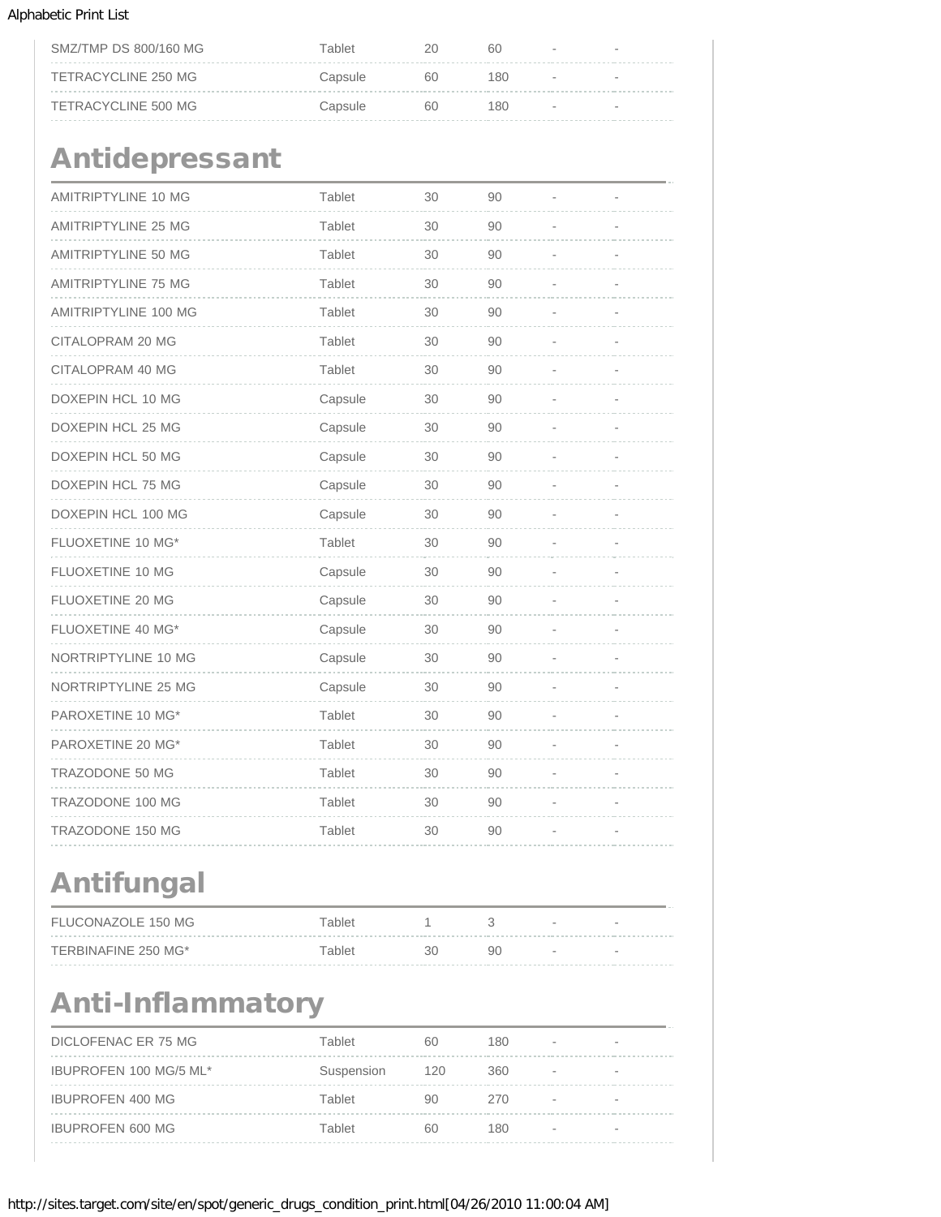| | | | | | |
|---|---|---|---|---|---|
| SMZ/TMP DS 800/160 MG | Tablet | 20 | 60 | - | - |
| TETRACYCLINE 250 MG | Capsule | 60 | 180 | - | - |
| TETRACYCLINE 500 MG | Capsule | 60 | 180 | - | - |

## Antidepressant

| | | | | | |
|---|---|---|---|---|---|
| AMITRIPTYLINE 10 MG | Tablet | 30 | 90 | - | - |
| AMITRIPTYLINE 25 MG | Tablet | 30 | 90 | - | - |
| AMITRIPTYLINE 50 MG | Tablet | 30 | 90 | - | - |
| AMITRIPTYLINE 75 MG | Tablet | 30 | 90 | - | - |
| AMITRIPTYLINE 100 MG | Tablet | 30 | 90 | - | - |
| CITALOPRAM 20 MG | Tablet | 30 | 90 | - | - |
| CITALOPRAM 40 MG | Tablet | 30 | 90 | - | - |
| DOXEPIN HCL 10 MG | Capsule | 30 | 90 | - | - |
| DOXEPIN HCL 25 MG | Capsule | 30 | 90 | - | - |
| DOXEPIN HCL 50 MG | Capsule | 30 | 90 | - | - |
| DOXEPIN HCL 75 MG | Capsule | 30 | 90 | - | - |
| DOXEPIN HCL 100 MG | Capsule | 30 | 90 | - | - |
| FLUOXETINE 10 MG* | Tablet | 30 | 90 | - | - |
| FLUOXETINE 10 MG | Capsule | 30 | 90 | - | - |
| FLUOXETINE 20 MG | Capsule | 30 | 90 | - | - |
| FLUOXETINE 40 MG* | Capsule | 30 | 90 | - | - |
| NORTRIPTYLINE 10 MG | Capsule | 30 | 90 | - | - |
| NORTRIPTYLINE 25 MG | Capsule | 30 | 90 | - | - |
| PAROXETINE 10 MG* | Tablet | 30 | 90 | - | - |
| PAROXETINE 20 MG* | Tablet | 30 | 90 | - | - |
| TRAZODONE 50 MG | Tablet | 30 | 90 | - | - |
| TRAZODONE 100 MG | Tablet | 30 | 90 | - | - |
| TRAZODONE 150 MG | Tablet | 30 | 90 | - | - |

## Antifungal

| | | | | | |
|---|---|---|---|---|---|
| FLUCONAZOLE 150 MG | Tablet | 1 | 3 | - | - |
| TERBINAFINE 250 MG* | Tablet | 30 | 90 | - | - |

## Anti-Inflammatory

| | | | | | |
|---|---|---|---|---|---|
| DICLOFENAC ER 75 MG | Tablet | 60 | 180 | - | - |
| IBUPROFEN 100 MG/5 ML* | Suspension | 120 | 360 | - | - |
| IBUPROFEN 400 MG | Tablet | 90 | 270 | - | - |
| IBUPROFEN 600 MG | Tablet | 60 | 180 | - | - |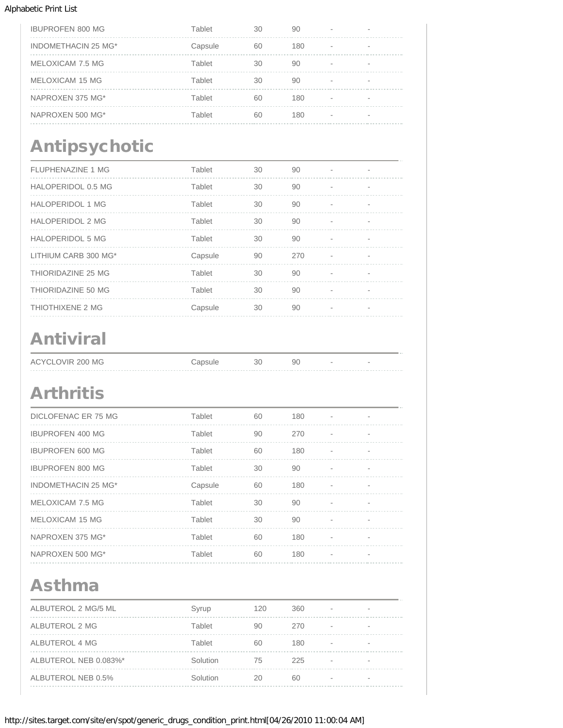| | | | | | |
|---|---|---|---|---|---|
| IBUPROFEN 800 MG | Tablet | 30 | 90 | - | - |
| INDOMETHACIN 25 MG* | Capsule | 60 | 180 | - | - |
| MELOXICAM 7.5 MG | Tablet | 30 | 90 | - | - |
| MELOXICAM 15 MG | Tablet | 30 | 90 | - | - |
| NAPROXEN 375 MG* | Tablet | 60 | 180 | - | - |
| NAPROXEN 500 MG* | Tablet | 60 | 180 | - | - |

## Antipsychotic

| | | | | | |
|---|---|---|---|---|---|
| FLUPHENAZINE 1 MG | Tablet | 30 | 90 | - | - |
| HALOPERIDOL 0.5 MG | Tablet | 30 | 90 | - | - |
| HALOPERIDOL 1 MG | Tablet | 30 | 90 | - | - |
| HALOPERIDOL 2 MG | Tablet | 30 | 90 | - | - |
| HALOPERIDOL 5 MG | Tablet | 30 | 90 | - | - |
| LITHIUM CARB 300 MG* | Capsule | 90 | 270 | - | - |
| THIORIDAZINE 25 MG | Tablet | 30 | 90 | - | - |
| THIORIDAZINE 50 MG | Tablet | 30 | 90 | - | - |
| THIOTHIXENE 2 MG | Capsule | 30 | 90 | - | - |

## Antiviral

| | | | | | |
|---|---|---|---|---|---|
| ACYCLOVIR 200 MG | Capsule | 30 | 90 | - | - |

## Arthritis

| | | | | | |
|---|---|---|---|---|---|
| DICLOFENAC ER 75 MG | Tablet | 60 | 180 | - | - |
| IBUPROFEN 400 MG | Tablet | 90 | 270 | - | - |
| IBUPROFEN 600 MG | Tablet | 60 | 180 | - | - |
| IBUPROFEN 800 MG | Tablet | 30 | 90 | - | - |
| INDOMETHACIN 25 MG* | Capsule | 60 | 180 | - | - |
| MELOXICAM 7.5 MG | Tablet | 30 | 90 | - | - |
| MELOXICAM 15 MG | Tablet | 30 | 90 | - | - |
| NAPROXEN 375 MG* | Tablet | 60 | 180 | - | - |
| NAPROXEN 500 MG* | Tablet | 60 | 180 | - | - |

## Asthma

| | | | | | |
|---|---|---|---|---|---|
| ALBUTEROL 2 MG/5 ML | Syrup | 120 | 360 | - | - |
| ALBUTEROL 2 MG | Tablet | 90 | 270 | - | - |
| ALBUTEROL 4 MG | Tablet | 60 | 180 | - | - |
| ALBUTEROL NEB 0.083%* | Solution | 75 | 225 | - | - |
| ALBUTEROL NEB 0.5% | Solution | 20 | 60 | - | - |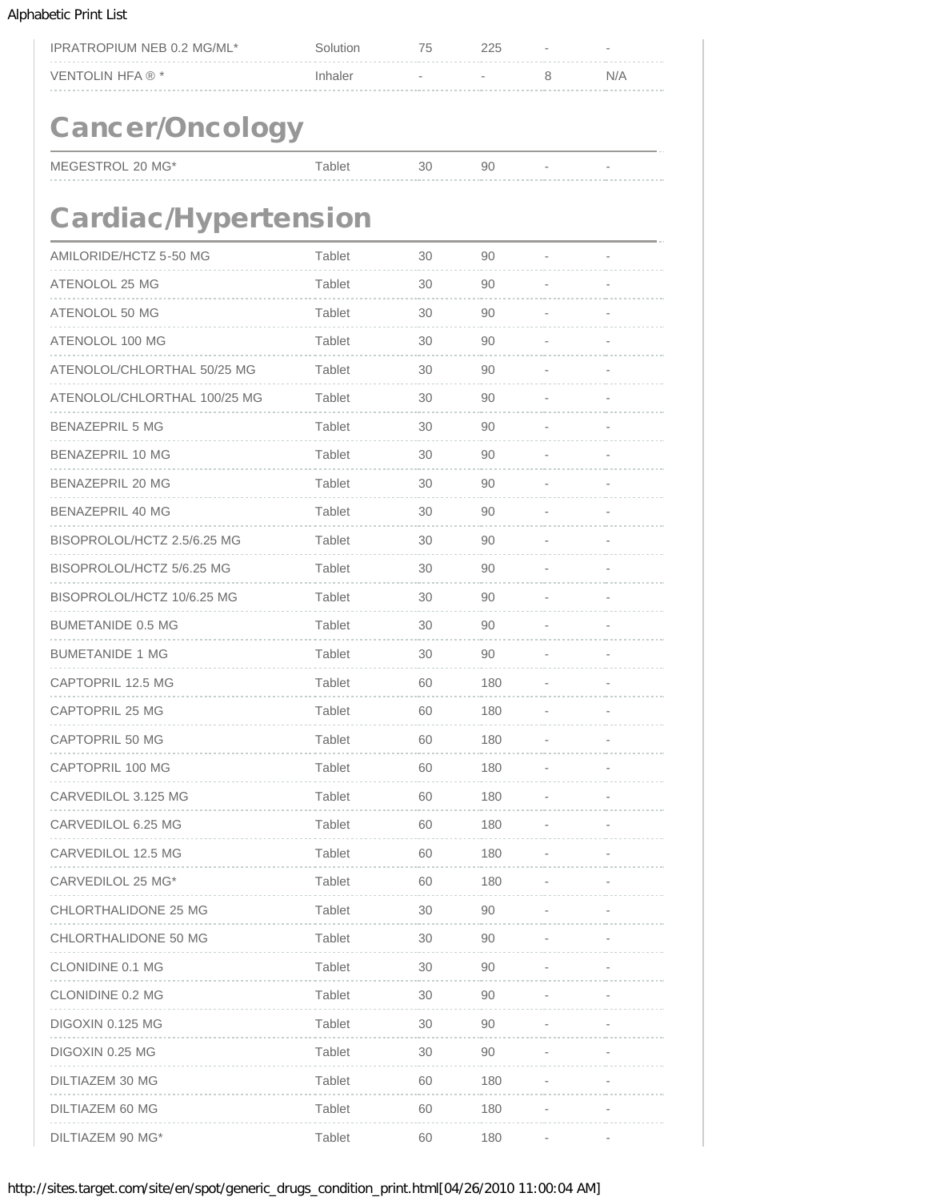| | | | | | |
|---|---|---|---|---|---|
| IPRATROPIUM NEB 0.2 MG/ML* | Solution | 75 | 225 | - | - |
| VENTOLIN HFA ® * | Inhaler | - | - | 8 | N/A |

## Cancer/Oncology

| | | | | | |
|---|---|---|---|---|---|
| MEGESTROL 20 MG* | Tablet | 30 | 90 | - | - |

## Cardiac/Hypertension

| | | | | | |
|---|---|---|---|---|---|
| AMILORIDE/HCTZ 5-50 MG | Tablet | 30 | 90 | - | - |
| ATENOLOL 25 MG | Tablet | 30 | 90 | - | - |
| ATENOLOL 50 MG | Tablet | 30 | 90 | - | - |
| ATENOLOL 100 MG | Tablet | 30 | 90 | - | - |
| ATENOLOL/CHLORTHAL 50/25 MG | Tablet | 30 | 90 | - | - |
| ATENOLOL/CHLORTHAL 100/25 MG | Tablet | 30 | 90 | - | - |
| BENAZEPRIL 5 MG | Tablet | 30 | 90 | - | - |
| BENAZEPRIL 10 MG | Tablet | 30 | 90 | - | - |
| BENAZEPRIL 20 MG | Tablet | 30 | 90 | - | - |
| BENAZEPRIL 40 MG | Tablet | 30 | 90 | - | - |
| BISOPROLOL/HCTZ 2.5/6.25 MG | Tablet | 30 | 90 | - | - |
| BISOPROLOL/HCTZ 5/6.25 MG | Tablet | 30 | 90 | - | - |
| BISOPROLOL/HCTZ 10/6.25 MG | Tablet | 30 | 90 | - | - |
| BUMETANIDE 0.5 MG | Tablet | 30 | 90 | - | - |
| BUMETANIDE 1 MG | Tablet | 30 | 90 | - | - |
| CAPTOPRIL 12.5 MG | Tablet | 60 | 180 | - | - |
| CAPTOPRIL 25 MG | Tablet | 60 | 180 | - | - |
| CAPTOPRIL 50 MG | Tablet | 60 | 180 | - | - |
| CAPTOPRIL 100 MG | Tablet | 60 | 180 | - | - |
| CARVEDILOL 3.125 MG | Tablet | 60 | 180 | - | - |
| CARVEDILOL 6.25 MG | Tablet | 60 | 180 | - | - |
| CARVEDILOL 12.5 MG | Tablet | 60 | 180 | - | - |
| CARVEDILOL 25 MG* | Tablet | 60 | 180 | - | - |
| CHLORTHALIDONE 25 MG | Tablet | 30 | 90 | - | - |
| CHLORTHALIDONE 50 MG | Tablet | 30 | 90 | - | - |
| CLONIDINE 0.1 MG | Tablet | 30 | 90 | - | - |
| CLONIDINE 0.2 MG | Tablet | 30 | 90 | - | - |
| DIGOXIN 0.125 MG | Tablet | 30 | 90 | - | - |
| DIGOXIN 0.25 MG | Tablet | 30 | 90 | - | - |
| DILTIAZEM 30 MG | Tablet | 60 | 180 | - | - |
| DILTIAZEM 60 MG | Tablet | 60 | 180 | - | - |
| DILTIAZEM 90 MG* | Tablet | 60 | 180 | - | - |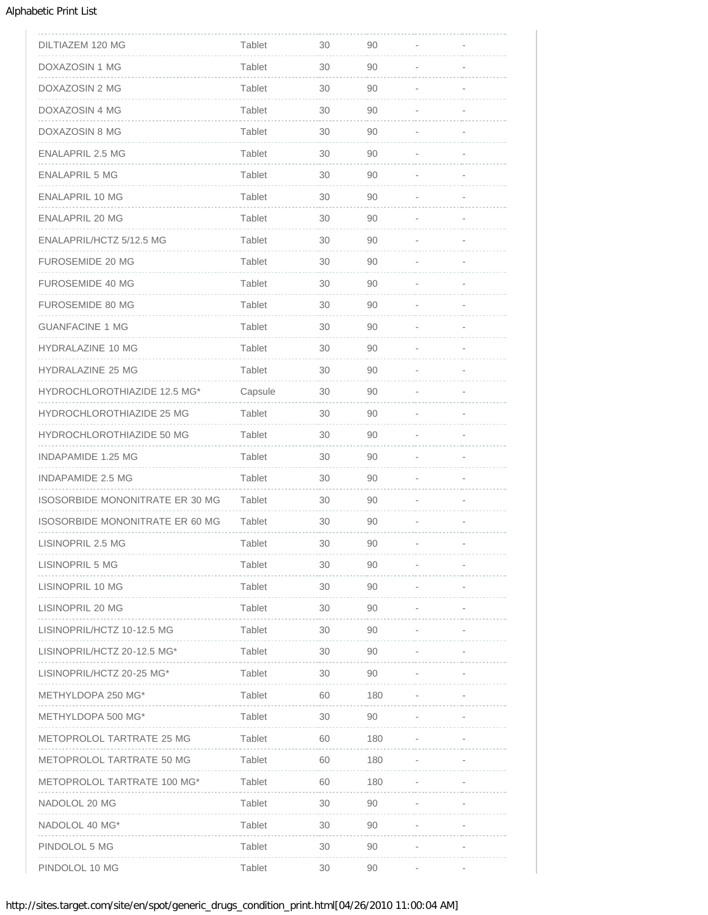| | | | | | |
|---|---|---|---|---|---|
| DILTIAZEM 120 MG | Tablet | 30 | 90 | - | - |
| DOXAZOSIN 1 MG | Tablet | 30 | 90 | - | - |
| DOXAZOSIN 2 MG | Tablet | 30 | 90 | - | - |
| DOXAZOSIN 4 MG | Tablet | 30 | 90 | - | - |
| DOXAZOSIN 8 MG | Tablet | 30 | 90 | - | - |
| ENALAPRIL 2.5 MG | Tablet | 30 | 90 | - | - |
| ENALAPRIL 5 MG | Tablet | 30 | 90 | - | - |
| ENALAPRIL 10 MG | Tablet | 30 | 90 | - | - |
| ENALAPRIL 20 MG | Tablet | 30 | 90 | - | - |
| ENALAPRIL/HCTZ 5/12.5 MG | Tablet | 30 | 90 | - | - |
| FUROSEMIDE 20 MG | Tablet | 30 | 90 | - | - |
| FUROSEMIDE 40 MG | Tablet | 30 | 90 | - | - |
| FUROSEMIDE 80 MG | Tablet | 30 | 90 | - | - |
| GUANFACINE 1 MG | Tablet | 30 | 90 | - | - |
| HYDRALAZINE 10 MG | Tablet | 30 | 90 | - | - |
| HYDRALAZINE 25 MG | Tablet | 30 | 90 | - | - |
| HYDROCHLOROTHIAZIDE 12.5 MG* | Capsule | 30 | 90 | - | - |
| HYDROCHLOROTHIAZIDE 25 MG | Tablet | 30 | 90 | - | - |
| HYDROCHLOROTHIAZIDE 50 MG | Tablet | 30 | 90 | - | - |
| INDAPAMIDE 1.25 MG | Tablet | 30 | 90 | - | - |
| INDAPAMIDE 2.5 MG | Tablet | 30 | 90 | - | - |
| ISOSORBIDE MONONITRATE ER 30 MG | Tablet | 30 | 90 | - | - |
| ISOSORBIDE MONONITRATE ER 60 MG | Tablet | 30 | 90 | - | - |
| LISINOPRIL 2.5 MG | Tablet | 30 | 90 | - | - |
| LISINOPRIL 5 MG | Tablet | 30 | 90 | - | - |
| LISINOPRIL 10 MG | Tablet | 30 | 90 | - | - |
| LISINOPRIL 20 MG | Tablet | 30 | 90 | - | - |
| LISINOPRIL/HCTZ 10-12.5 MG | Tablet | 30 | 90 | - | - |
| LISINOPRIL/HCTZ 20-12.5 MG* | Tablet | 30 | 90 | - | - |
| LISINOPRIL/HCTZ 20-25 MG* | Tablet | 30 | 90 | - | - |
| METHYLDOPA 250 MG* | Tablet | 60 | 180 | - | - |
| METHYLDOPA 500 MG* | Tablet | 30 | 90 | - | - |
| METOPROLOL TARTRATE 25 MG | Tablet | 60 | 180 | - | - |
| METOPROLOL TARTRATE 50 MG | Tablet | 60 | 180 | - | - |
| METOPROLOL TARTRATE 100 MG* | Tablet | 60 | 180 | - | - |
| NADOLOL 20 MG | Tablet | 30 | 90 | - | - |
| NADOLOL 40 MG* | Tablet | 30 | 90 | - | - |
| PINDOLOL 5 MG | Tablet | 30 | 90 | - | - |
| PINDOLOL 10 MG | Tablet | 30 | 90 | - | - |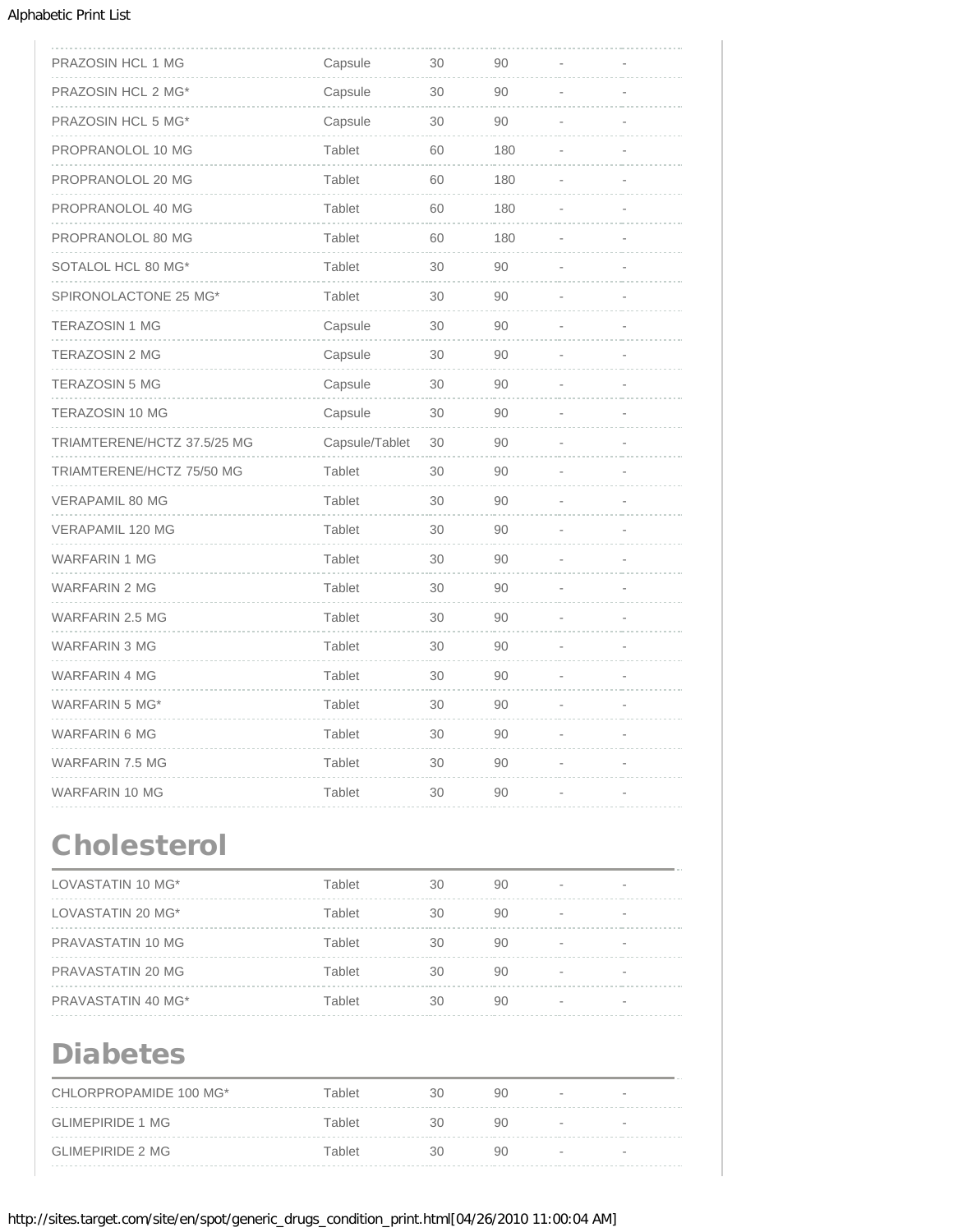| | | | | | |
|---|---|---|---|---|---|
| PRAZOSIN HCL 1 MG | Capsule | 30 | 90 | - | - |
| PRAZOSIN HCL 2 MG* | Capsule | 30 | 90 | - | - |
| PRAZOSIN HCL 5 MG* | Capsule | 30 | 90 | - | - |
| PROPRANOLOL 10 MG | Tablet | 60 | 180 | - | - |
| PROPRANOLOL 20 MG | Tablet | 60 | 180 | - | - |
| PROPRANOLOL 40 MG | Tablet | 60 | 180 | - | - |
| PROPRANOLOL 80 MG | Tablet | 60 | 180 | - | - |
| SOTALOL HCL 80 MG* | Tablet | 30 | 90 | - | - |
| SPIRONOLACTONE 25 MG* | Tablet | 30 | 90 | - | - |
| TERAZOSIN 1 MG | Capsule | 30 | 90 | - | - |
| TERAZOSIN 2 MG | Capsule | 30 | 90 | - | - |
| TERAZOSIN 5 MG | Capsule | 30 | 90 | - | - |
| TERAZOSIN 10 MG | Capsule | 30 | 90 | - | - |
| TRIAMTERENE/HCTZ 37.5/25 MG | Capsule/Tablet | 30 | 90 | - | - |
| TRIAMTERENE/HCTZ 75/50 MG | Tablet | 30 | 90 | - | - |
| VERAPAMIL 80 MG | Tablet | 30 | 90 | - | - |
| VERAPAMIL 120 MG | Tablet | 30 | 90 | - | - |
| WARFARIN 1 MG | Tablet | 30 | 90 | - | - |
| WARFARIN 2 MG | Tablet | 30 | 90 | - | - |
| WARFARIN 2.5 MG | Tablet | 30 | 90 | - | - |
| WARFARIN 3 MG | Tablet | 30 | 90 | - | - |
| WARFARIN 4 MG | Tablet | 30 | 90 | - | - |
| WARFARIN 5 MG* | Tablet | 30 | 90 | - | - |
| WARFARIN 6 MG | Tablet | 30 | 90 | - | - |
| WARFARIN 7.5 MG | Tablet | 30 | 90 | - | - |
| WARFARIN 10 MG | Tablet | 30 | 90 | - | - |

# Cholesterol

| | | | | | |
|---|---|---|---|---|---|
| LOVASTATIN 10 MG* | Tablet | 30 | 90 | - | - |
| LOVASTATIN 20 MG* | Tablet | 30 | 90 | - | - |
| PRAVASTATIN 10 MG | Tablet | 30 | 90 | - | - |
| PRAVASTATIN 20 MG | Tablet | 30 | 90 | - | - |
| PRAVASTATIN 40 MG* | Tablet | 30 | 90 | - | - |

# Diabetes

| | | | | | |
|---|---|---|---|---|---|
| CHLORPROPAMIDE 100 MG* | Tablet | 30 | 90 | - | - |
| GLIMEPIRIDE 1 MG | Tablet | 30 | 90 | - | - |
| GLIMEPIRIDE 2 MG | Tablet | 30 | 90 | - | - |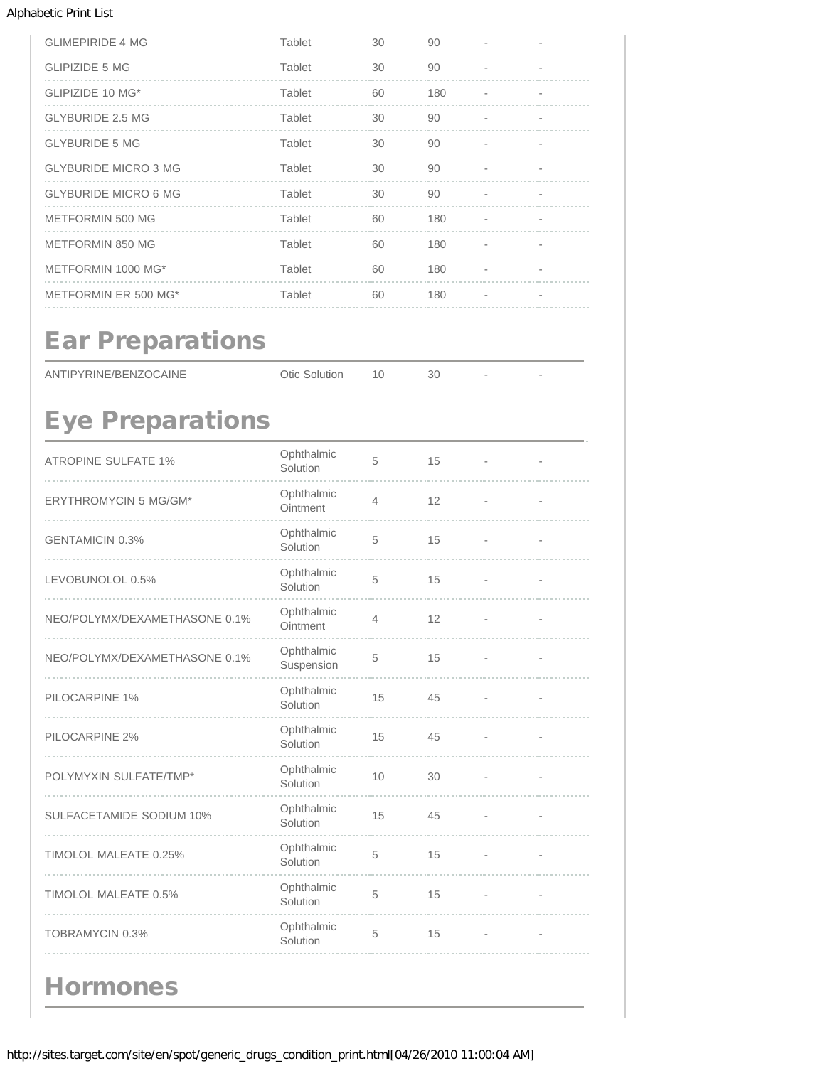| | | | | | |
|---|---|---|---|---|---|
| GLIMEPIRIDE 4 MG | Tablet | 30 | 90 | - | - |
| GLIPIZIDE 5 MG | Tablet | 30 | 90 | - | - |
| GLIPIZIDE 10 MG* | Tablet | 60 | 180 | - | - |
| GLYBURIDE 2.5 MG | Tablet | 30 | 90 | - | - |
| GLYBURIDE 5 MG | Tablet | 30 | 90 | - | - |
| GLYBURIDE MICRO 3 MG | Tablet | 30 | 90 | - | - |
| GLYBURIDE MICRO 6 MG | Tablet | 30 | 90 | - | - |
| METFORMIN 500 MG | Tablet | 60 | 180 | - | - |
| METFORMIN 850 MG | Tablet | 60 | 180 | - | - |
| METFORMIN 1000 MG* | Tablet | 60 | 180 | - | - |
| METFORMIN ER 500 MG* | Tablet | 60 | 180 | - | - |

# Ear Preparations

| | | | | | |
|---|---|---|---|---|---|
| ANTIPYRINE/BENZOCAINE | Otic Solution | 10 | 30 | - | - |

# Eye Preparations

| | | | | | |
|---|---|---|---|---|---|
| ATROPINE SULFATE 1% | Ophthalmic Solution | 5 | 15 | - | - |
| ERYTHROMYCIN 5 MG/GM* | Ophthalmic Ointment | 4 | 12 | - | - |
| GENTAMICIN 0.3% | Ophthalmic Solution | 5 | 15 | - | - |
| LEVOBUNOLOL 0.5% | Ophthalmic Solution | 5 | 15 | - | - |
| NEO/POLYMX/DEXAMETHASONE 0.1% | Ophthalmic Ointment | 4 | 12 | - | - |
| NEO/POLYMX/DEXAMETHASONE 0.1% | Ophthalmic Suspension | 5 | 15 | - | - |
| PILOCARPINE 1% | Ophthalmic Solution | 15 | 45 | - | - |
| PILOCARPINE 2% | Ophthalmic Solution | 15 | 45 | - | - |
| POLYMYXIN SULFATE/TMP* | Ophthalmic Solution | 10 | 30 | - | - |
| SULFACETAMIDE SODIUM 10% | Ophthalmic Solution | 15 | 45 | - | - |
| TIMOLOL MALEATE 0.25% | Ophthalmic Solution | 5 | 15 | - | - |
| TIMOLOL MALEATE 0.5% | Ophthalmic Solution | 5 | 15 | - | - |
| TOBRAMYCIN 0.3% | Ophthalmic Solution | 5 | 15 | - | - |

# Hormones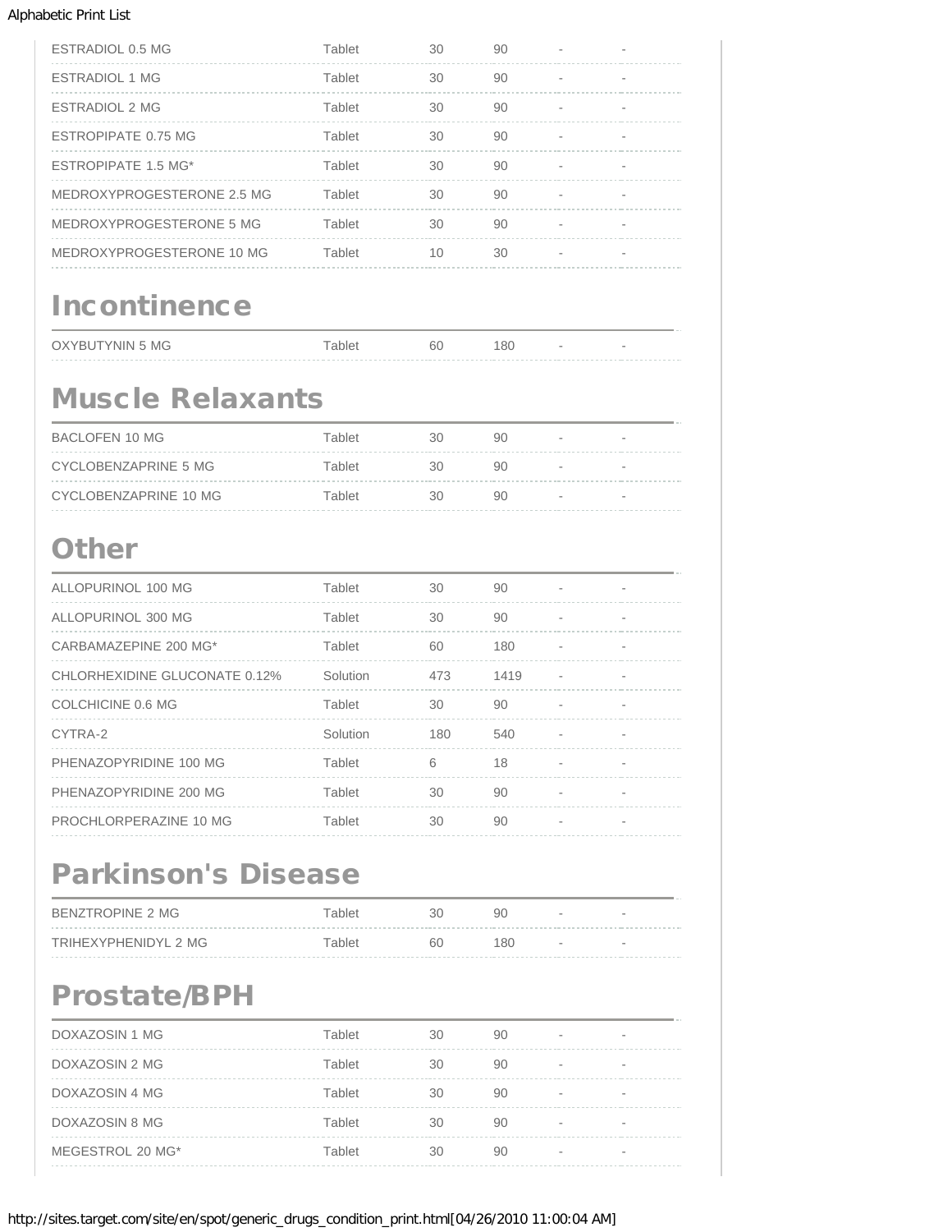| | | | | | |
|---|---|---|---|---|---|
| ESTRADIOL 0.5 MG | Tablet | 30 | 90 | - | - |
| ESTRADIOL 1 MG | Tablet | 30 | 90 | - | - |
| ESTRADIOL 2 MG | Tablet | 30 | 90 | - | - |
| ESTROPIPATE 0.75 MG | Tablet | 30 | 90 | - | - |
| ESTROPIPATE 1.5 MG* | Tablet | 30 | 90 | - | - |
| MEDROXYPROGESTERONE 2.5 MG | Tablet | 30 | 90 | - | - |
| MEDROXYPROGESTERONE 5 MG | Tablet | 30 | 90 | - | - |
| MEDROXYPROGESTERONE 10 MG | Tablet | 10 | 30 | - | - |

## Incontinence

| | | | | | |
|---|---|---|---|---|---|
| OXYBUTYNIN 5 MG | Tablet | 60 | 180 | - | - |

## Muscle Relaxants

| | | | | | |
|---|---|---|---|---|---|
| BACLOFEN 10 MG | Tablet | 30 | 90 | - | - |
| CYCLOBENZAPRINE 5 MG | Tablet | 30 | 90 | - | - |
| CYCLOBENZAPRINE 10 MG | Tablet | 30 | 90 | - | - |

## Other

| | | | | | |
|---|---|---|---|---|---|
| ALLOPURINOL 100 MG | Tablet | 30 | 90 | - | - |
| ALLOPURINOL 300 MG | Tablet | 30 | 90 | - | - |
| CARBAMAZEPINE 200 MG* | Tablet | 60 | 180 | - | - |
| CHLORHEXIDINE GLUCONATE 0.12% | Solution | 473 | 1419 | - | - |
| COLCHICINE 0.6 MG | Tablet | 30 | 90 | - | - |
| CYTRA-2 | Solution | 180 | 540 | - | - |
| PHENAZOPYRIDINE 100 MG | Tablet | 6 | 18 | - | - |
| PHENAZOPYRIDINE 200 MG | Tablet | 30 | 90 | - | - |
| PROCHLORPERAZINE 10 MG | Tablet | 30 | 90 | - | - |

## Parkinson's Disease

| | | | | | |
|---|---|---|---|---|---|
| BENZTROPINE 2 MG | Tablet | 30 | 90 | - | - |
| TRIHEXYPHENIDYL 2 MG | Tablet | 60 | 180 | - | - |

## Prostate/BPH

| | | | | | |
|---|---|---|---|---|---|
| DOXAZOSIN 1 MG | Tablet | 30 | 90 | - | - |
| DOXAZOSIN 2 MG | Tablet | 30 | 90 | - | - |
| DOXAZOSIN 4 MG | Tablet | 30 | 90 | - | - |
| DOXAZOSIN 8 MG | Tablet | 30 | 90 | - | - |
| MEGESTROL 20 MG* | Tablet | 30 | 90 | - | - |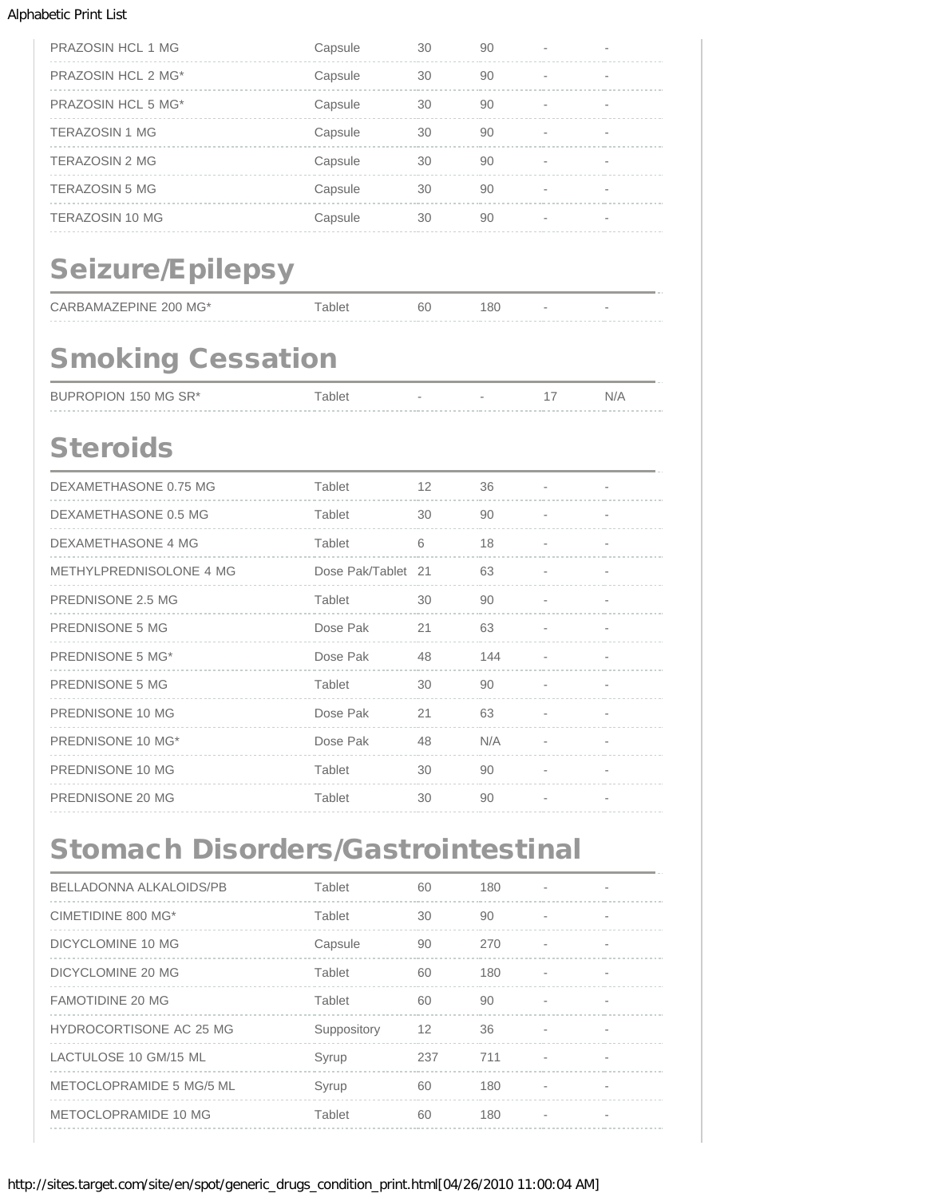| | | | | | |
|---|---|---|---|---|---|
| PRAZOSIN HCL 1 MG | Capsule | 30 | 90 | - | - |
| PRAZOSIN HCL 2 MG* | Capsule | 30 | 90 | - | - |
| PRAZOSIN HCL 5 MG* | Capsule | 30 | 90 | - | - |
| TERAZOSIN 1 MG | Capsule | 30 | 90 | - | - |
| TERAZOSIN 2 MG | Capsule | 30 | 90 | - | - |
| TERAZOSIN 5 MG | Capsule | 30 | 90 | - | - |
| TERAZOSIN 10 MG | Capsule | 30 | 90 | - | - |

## Seizure/Epilepsy

| | | | | | |
|---|---|---|---|---|---|
| CARBAMAZEPINE 200 MG* | Tablet | 60 | 180 | - | - |

## Smoking Cessation

| | | | | | |
|---|---|---|---|---|---|
| BUPROPION 150 MG SR* | Tablet | - | - | 17 | N/A |

## Steroids

| | | | | | |
|---|---|---|---|---|---|
| DEXAMETHASONE 0.75 MG | Tablet | 12 | 36 | - | - |
| DEXAMETHASONE 0.5 MG | Tablet | 30 | 90 | - | - |
| DEXAMETHASONE 4 MG | Tablet | 6 | 18 | - | - |
| METHYLPREDNISOLONE 4 MG | Dose Pak/Tablet | 21 | 63 | - | - |
| PREDNISONE 2.5 MG | Tablet | 30 | 90 | - | - |
| PREDNISONE 5 MG | Dose Pak | 21 | 63 | - | - |
| PREDNISONE 5 MG* | Dose Pak | 48 | 144 | - | - |
| PREDNISONE 5 MG | Tablet | 30 | 90 | - | - |
| PREDNISONE 10 MG | Dose Pak | 21 | 63 | - | - |
| PREDNISONE 10 MG* | Dose Pak | 48 | N/A | - | - |
| PREDNISONE 10 MG | Tablet | 30 | 90 | - | - |
| PREDNISONE 20 MG | Tablet | 30 | 90 | - | - |

## Stomach Disorders/Gastrointestinal

| | | | | | |
|---|---|---|---|---|---|
| BELLADONNA ALKALOIDS/PB | Tablet | 60 | 180 | - | - |
| CIMETIDINE 800 MG* | Tablet | 30 | 90 | - | - |
| DICYCLOMINE 10 MG | Capsule | 90 | 270 | - | - |
| DICYCLOMINE 20 MG | Tablet | 60 | 180 | - | - |
| FAMOTIDINE 20 MG | Tablet | 60 | 90 | - | - |
| HYDROCORTISONE AC 25 MG | Suppository | 12 | 36 | - | - |
| LACTULOSE 10 GM/15 ML | Syrup | 237 | 711 | - | - |
| METOCLOPRAMIDE 5 MG/5 ML | Syrup | 60 | 180 | - | - |
| METOCLOPRAMIDE 10 MG | Tablet | 60 | 180 | - | - |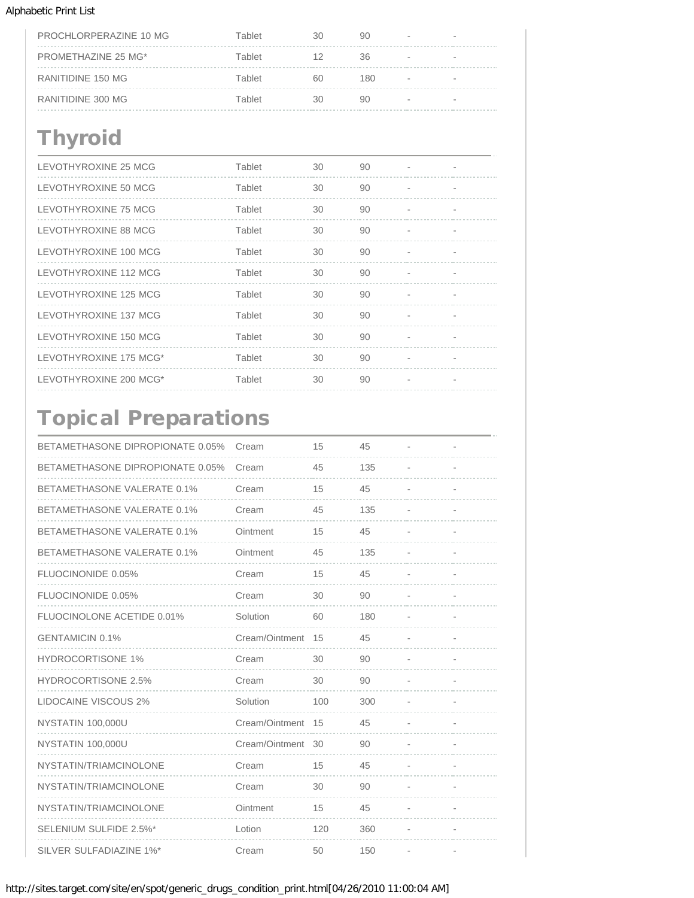| | | | | | |
|---|---|---|---|---|---|
| PROCHLORPERAZINE 10 MG | Tablet | 30 | 90 | - | - |
| PROMETHAZINE 25 MG* | Tablet | 12 | 36 | - | - |
| RANITIDINE 150 MG | Tablet | 60 | 180 | - | - |
| RANITIDINE 300 MG | Tablet | 30 | 90 | - | - |

## Thyroid

| | | | | | |
|---|---|---|---|---|---|
| LEVOTHYROXINE 25 MCG | Tablet | 30 | 90 | - | - |
| LEVOTHYROXINE 50 MCG | Tablet | 30 | 90 | - | - |
| LEVOTHYROXINE 75 MCG | Tablet | 30 | 90 | - | - |
| LEVOTHYROXINE 88 MCG | Tablet | 30 | 90 | - | - |
| LEVOTHYROXINE 100 MCG | Tablet | 30 | 90 | - | - |
| LEVOTHYROXINE 112 MCG | Tablet | 30 | 90 | - | - |
| LEVOTHYROXINE 125 MCG | Tablet | 30 | 90 | - | - |
| LEVOTHYROXINE 137 MCG | Tablet | 30 | 90 | - | - |
| LEVOTHYROXINE 150 MCG | Tablet | 30 | 90 | - | - |
| LEVOTHYROXINE 175 MCG* | Tablet | 30 | 90 | - | - |
| LEVOTHYROXINE 200 MCG* | Tablet | 30 | 90 | - | - |

## Topical Preparations

| | | | | | |
|---|---|---|---|---|---|
| BETAMETHASONE DIPROPIONATE 0.05% | Cream | 15 | 45 | - | - |
| BETAMETHASONE DIPROPIONATE 0.05% | Cream | 45 | 135 | - | - |
| BETAMETHASONE VALERATE 0.1% | Cream | 15 | 45 | - | - |
| BETAMETHASONE VALERATE 0.1% | Cream | 45 | 135 | - | - |
| BETAMETHASONE VALERATE 0.1% | Ointment | 15 | 45 | - | - |
| BETAMETHASONE VALERATE 0.1% | Ointment | 45 | 135 | - | - |
| FLUOCINONIDE 0.05% | Cream | 15 | 45 | - | - |
| FLUOCINONIDE 0.05% | Cream | 30 | 90 | - | - |
| FLUOCINOLONE ACETIDE 0.01% | Solution | 60 | 180 | - | - |
| GENTAMICIN 0.1% | Cream/Ointment | 15 | 45 | - | - |
| HYDROCORTISONE 1% | Cream | 30 | 90 | - | - |
| HYDROCORTISONE 2.5% | Cream | 30 | 90 | - | - |
| LIDOCAINE VISCOUS 2% | Solution | 100 | 300 | - | - |
| NYSTATIN 100,000U | Cream/Ointment | 15 | 45 | - | - |
| NYSTATIN 100,000U | Cream/Ointment | 30 | 90 | - | - |
| NYSTATIN/TRIAMCINOLONE | Cream | 15 | 45 | - | - |
| NYSTATIN/TRIAMCINOLONE | Cream | 30 | 90 | - | - |
| NYSTATIN/TRIAMCINOLONE | Ointment | 15 | 45 | - | - |
| SELENIUM SULFIDE 2.5%* | Lotion | 120 | 360 | - | - |
| SILVER SULFADIAZINE 1%* | Cream | 50 | 150 | - | - |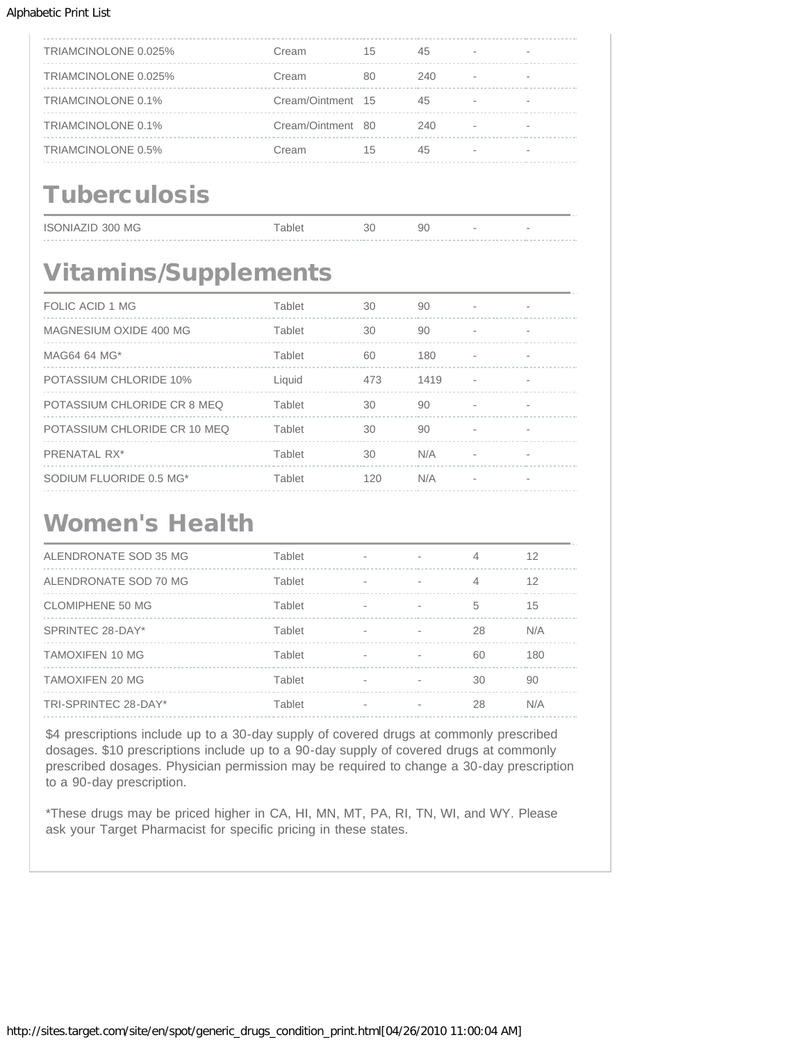| | | | | | |
|---|---|---|---|---|---|
| TRIAMCINOLONE 0.025% | Cream | 15 | 45 | - | - |
| TRIAMCINOLONE 0.025% | Cream | 80 | 240 | - | - |
| TRIAMCINOLONE 0.1% | Cream/Ointment | 15 | 45 | - | - |
| TRIAMCINOLONE 0.1% | Cream/Ointment | 80 | 240 | - | - |
| TRIAMCINOLONE 0.5% | Cream | 15 | 45 | - | - |

## Tuberculosis

| | | | | | |
|---|---|---|---|---|---|
| ISONIAZID 300 MG | Tablet | 30 | 90 | - | - |

## Vitamins/Supplements

| | | | | | |
|---|---|---|---|---|---|
| FOLIC ACID 1 MG | Tablet | 30 | 90 | - | - |
| MAGNESIUM OXIDE 400 MG | Tablet | 30 | 90 | - | - |
| MAG64 64 MG* | Tablet | 60 | 180 | - | - |
| POTASSIUM CHLORIDE 10% | Liquid | 473 | 1419 | - | - |
| POTASSIUM CHLORIDE CR 8 MEQ | Tablet | 30 | 90 | - | - |
| POTASSIUM CHLORIDE CR 10 MEQ | Tablet | 30 | 90 | - | - |
| PRENATAL RX* | Tablet | 30 | N/A | - | - |
| SODIUM FLUORIDE 0.5 MG* | Tablet | 120 | N/A | - | - |

## Women's Health

| | | | | | |
|---|---|---|---|---|---|
| ALENDRONATE SOD 35 MG | Tablet | - | - | 4 | 12 |
| ALENDRONATE SOD 70 MG | Tablet | - | - | 4 | 12 |
| CLOMIPHENE 50 MG | Tablet | - | - | 5 | 15 |
| SPRINTEC 28-DAY* | Tablet | - | - | 28 | N/A |
| TAMOXIFEN 10 MG | Tablet | - | - | 60 | 180 |
| TAMOXIFEN 20 MG | Tablet | - | - | 30 | 90 |
| TRI-SPRINTEC 28-DAY* | Tablet | - | - | 28 | N/A |

$4 prescriptions include up to a 30-day supply of covered drugs at commonly prescribed dosages. $10 prescriptions include up to a 90-day supply of covered drugs at commonly prescribed dosages. Physician permission may be required to change a 30-day prescription to a 90-day prescription.

*These drugs may be priced higher in CA, HI, MN, MT, PA, RI, TN, WI, and WY. Please ask your Target Pharmacist for specific pricing in these states.